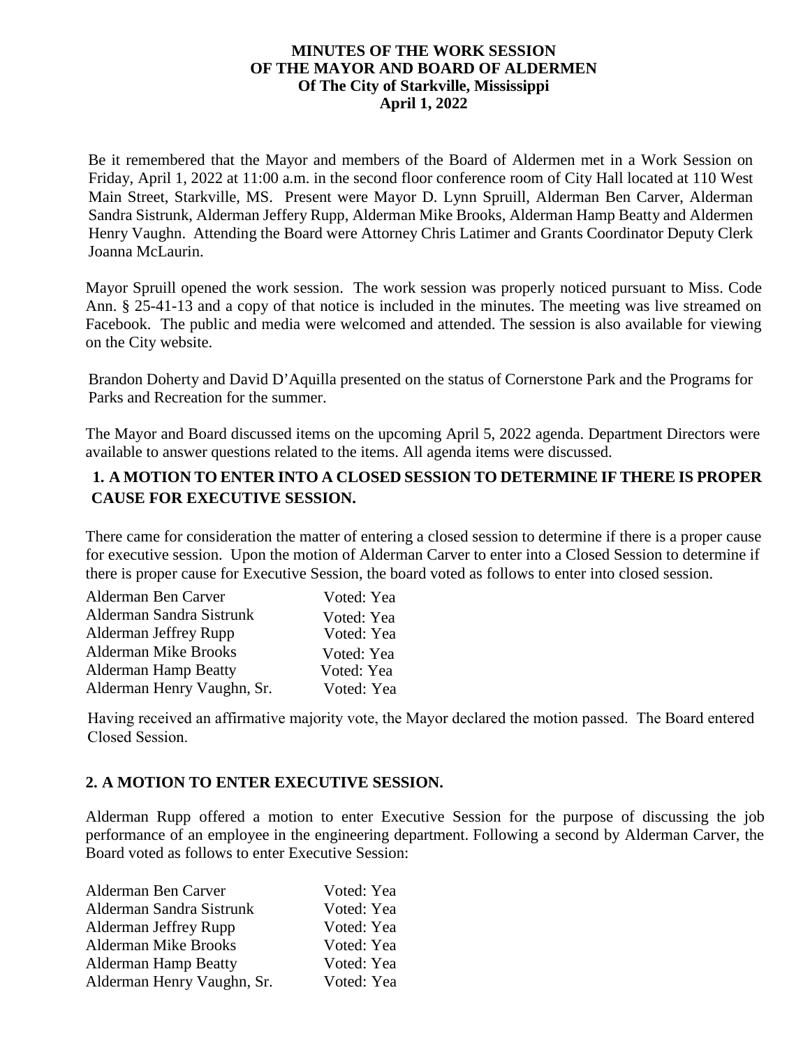**MINUTES OF THE WORK SESSION**
**OF THE MAYOR AND BOARD OF ALDERMEN**
**Of The City of Starkville, Mississippi**
**April 1, 2022**

Be it remembered that the Mayor and members of the Board of Aldermen met in a Work Session on Friday, April 1, 2022 at 11:00 a.m. in the second floor conference room of City Hall located at 110 West Main Street, Starkville, MS. Present were Mayor D. Lynn Spruill, Alderman Ben Carver, Alderman Sandra Sistrunk, Alderman Jeffery Rupp, Alderman Mike Brooks, Alderman Hamp Beatty and Aldermen Henry Vaughn. Attending the Board were Attorney Chris Latimer and Grants Coordinator Deputy Clerk Joanna McLaurin.

Mayor Spruill opened the work session. The work session was properly noticed pursuant to Miss. Code Ann. § 25-41-13 and a copy of that notice is included in the minutes. The meeting was live streamed on Facebook. The public and media were welcomed and attended. The session is also available for viewing on the City website.

Brandon Doherty and David D'Aquilla presented on the status of Cornerstone Park and the Programs for Parks and Recreation for the summer.

The Mayor and Board discussed items on the upcoming April 5, 2022 agenda. Department Directors were available to answer questions related to the items. All agenda items were discussed.

**1. A MOTION TO ENTER INTO A CLOSED SESSION TO DETERMINE IF THERE IS PROPER CAUSE FOR EXECUTIVE SESSION.**

There came for consideration the matter of entering a closed session to determine if there is a proper cause for executive session. Upon the motion of Alderman Carver to enter into a Closed Session to determine if there is proper cause for Executive Session, the board voted as follows to enter into closed session.

| | |
|---|---|
| Alderman Ben Carver | Voted: Yea |
| Alderman Sandra Sistrunk | Voted: Yea |
| Alderman Jeffrey Rupp | Voted: Yea |
| Alderman Mike Brooks | Voted: Yea |
| Alderman Hamp Beatty | Voted: Yea |
| Alderman Henry Vaughn, Sr. | Voted: Yea |

Having received an affirmative majority vote, the Mayor declared the motion passed. The Board entered Closed Session.

**2. A MOTION TO ENTER EXECUTIVE SESSION.**

Alderman Rupp offered a motion to enter Executive Session for the purpose of discussing the job performance of an employee in the engineering department. Following a second by Alderman Carver, the Board voted as follows to enter Executive Session:

| | |
|---|---|
| Alderman Ben Carver | Voted: Yea |
| Alderman Sandra Sistrunk | Voted: Yea |
| Alderman Jeffrey Rupp | Voted: Yea |
| Alderman Mike Brooks | Voted: Yea |
| Alderman Hamp Beatty | Voted: Yea |
| Alderman Henry Vaughn, Sr. | Voted: Yea |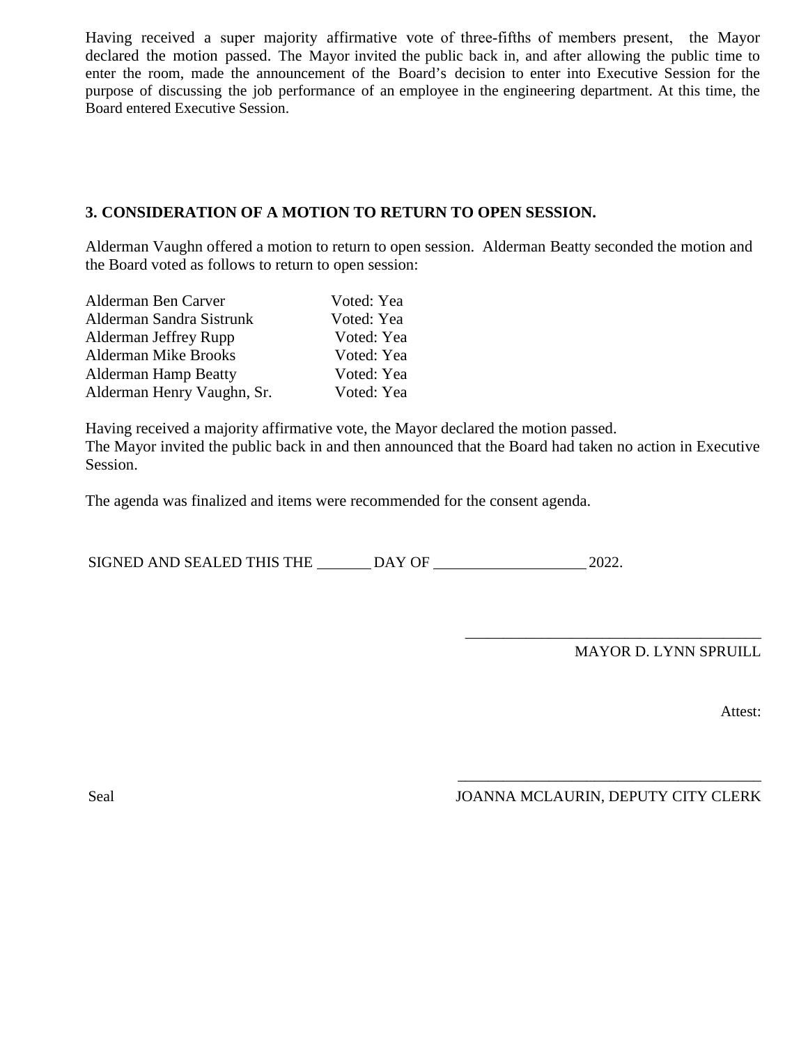Having received a super majority affirmative vote of three-fifths of members present, the Mayor declared the motion passed. The Mayor invited the public back in, and after allowing the public time to enter the room, made the announcement of the Board's decision to enter into Executive Session for the purpose of discussing the job performance of an employee in the engineering department. At this time, the Board entered Executive Session.

**3. CONSIDERATION OF A MOTION TO RETURN TO OPEN SESSION.**

Alderman Vaughn offered a motion to return to open session. Alderman Beatty seconded the motion and the Board voted as follows to return to open session:

| | |
|---|---|
| Alderman Ben Carver | Voted: Yea |
| Alderman Sandra Sistrunk | Voted: Yea |
| Alderman Jeffrey Rupp | Voted: Yea |
| Alderman Mike Brooks | Voted: Yea |
| Alderman Hamp Beatty | Voted: Yea |
| Alderman Henry Vaughn, Sr. | Voted: Yea |

Having received a majority affirmative vote, the Mayor declared the motion passed.
The Mayor invited the public back in and then announced that the Board had taken no action in Executive Session.

The agenda was finalized and items were recommended for the consent agenda.

SIGNED AND SEALED THIS THE _______ DAY OF ____________________ 2022.

_______________________________________
MAYOR D. LYNN SPRUILL

Attest:

_______________________________________
Seal JOANNA MCLAURIN, DEPUTY CITY CLERK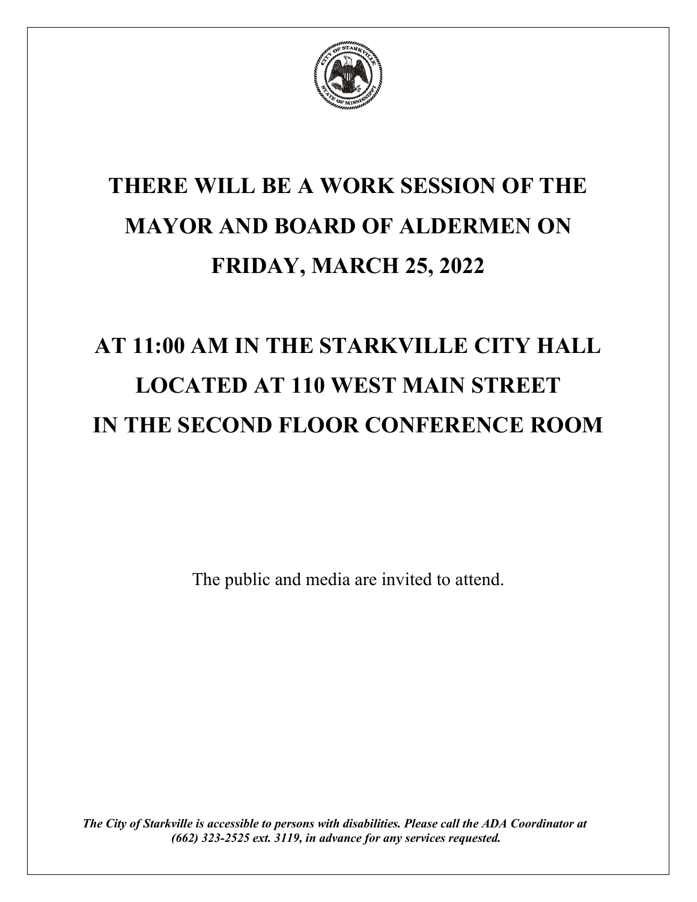# THERE WILL BE A WORK SESSION OF THE MAYOR AND BOARD OF ALDERMEN ON FRIDAY, MARCH 25, 2022

# AT 11:00 AM IN THE STARKVILLE CITY HALL LOCATED AT 110 WEST MAIN STREET IN THE SECOND FLOOR CONFERENCE ROOM

The public and media are invited to attend.

***The City of Starkville is accessible to persons with disabilities. Please call the ADA Coordinator at (662) 323-2525 ext. 3119, in advance for any services requested.***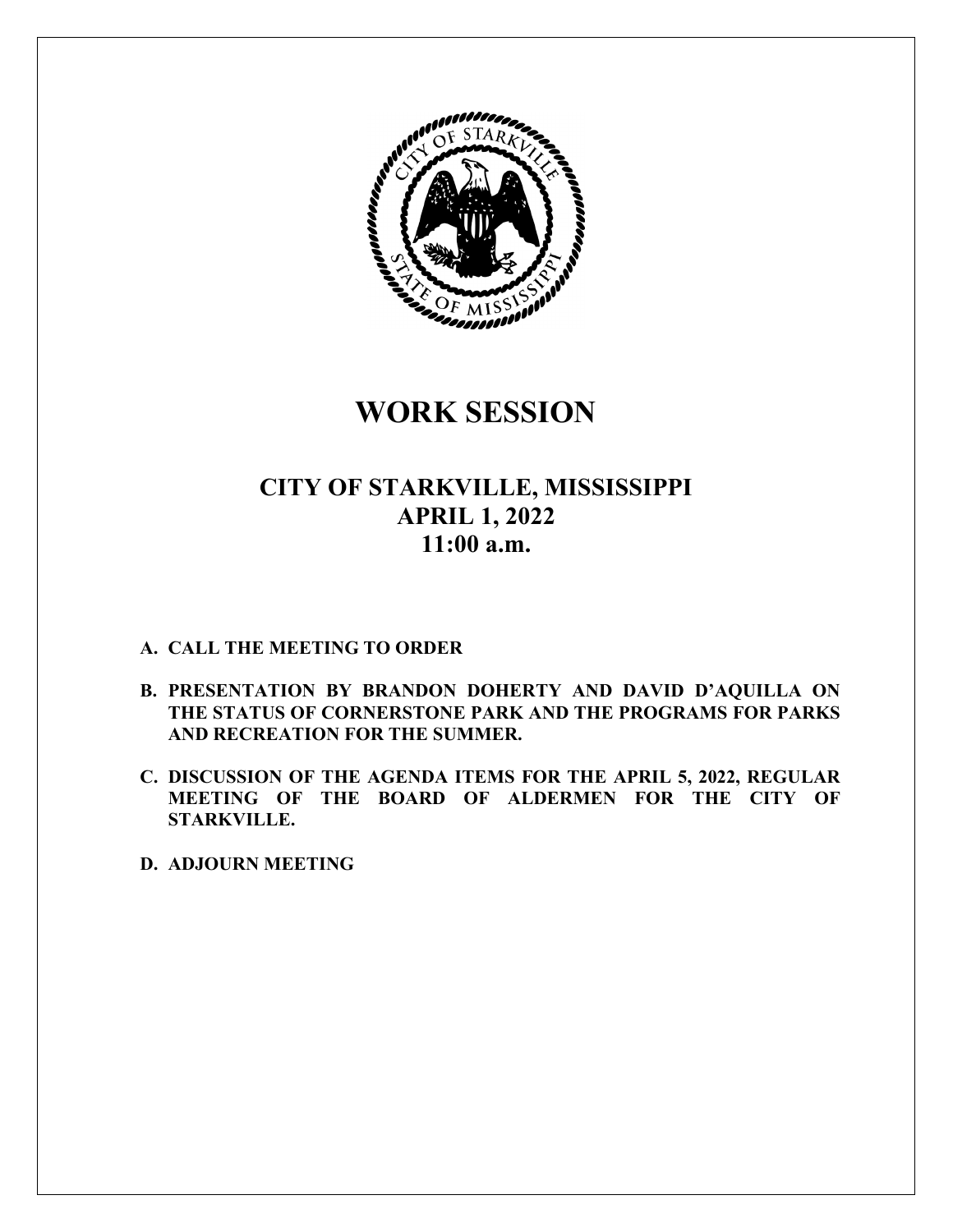# WORK SESSION

## CITY OF STARKVILLE, MISSISSIPPI
## APRIL 1, 2022
## 11:00 a.m.

**A. CALL THE MEETING TO ORDER**

**B. PRESENTATION BY BRANDON DOHERTY AND DAVID D'AQUILLA ON THE STATUS OF CORNERSTONE PARK AND THE PROGRAMS FOR PARKS AND RECREATION FOR THE SUMMER.**

**C. DISCUSSION OF THE AGENDA ITEMS FOR THE APRIL 5, 2022, REGULAR MEETING OF THE BOARD OF ALDERMEN FOR THE CITY OF STARKVILLE.**

**D. ADJOURN MEETING**